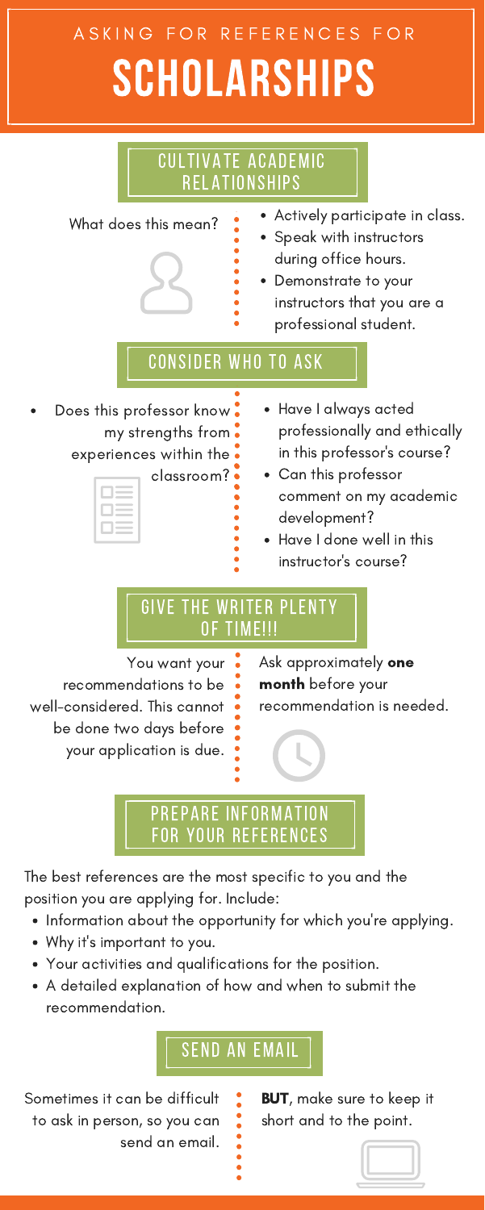# ASKING FOR REFERENCES FOR SCHOLARSHIPS

## CULTIVATE ACADEMIC RELATIONSHIPS

What does this mean?

- Actively participate in class.
- Speak with instructors during office hours.
- Demonstrate to your instructors that you are a professional student.

## CONSIDER WHO TO ASK

- Does this professor know my strengths from experiences within the classroom?
- Have I always acted professionally and ethically in this professor's course?
- Can this professor comment on my academic development?
- Have I done well in this instructor's course?

## GIVE THE WRITER PLENTY OF TIME!!!

You want your recommendations to be well-considered. This cannot be done two days before your application is due.

Ask approximately **one month** before your recommendation is needed.

## PREPARE INFORMATION FOR YOUR REFERENCES

The best references are the most specific to you and the position you are applying for. Include:

- Information about the opportunity for which you're applying.
- Why it's important to you.
- Your activities and qualifications for the position.
- A detailed explanation of how and when to submit the recommendation.

## SEND AN EMAIL

Sometimes it can be difficult to ask in person, so you can send an email.

**BUT**, make sure to keep it short and to the point.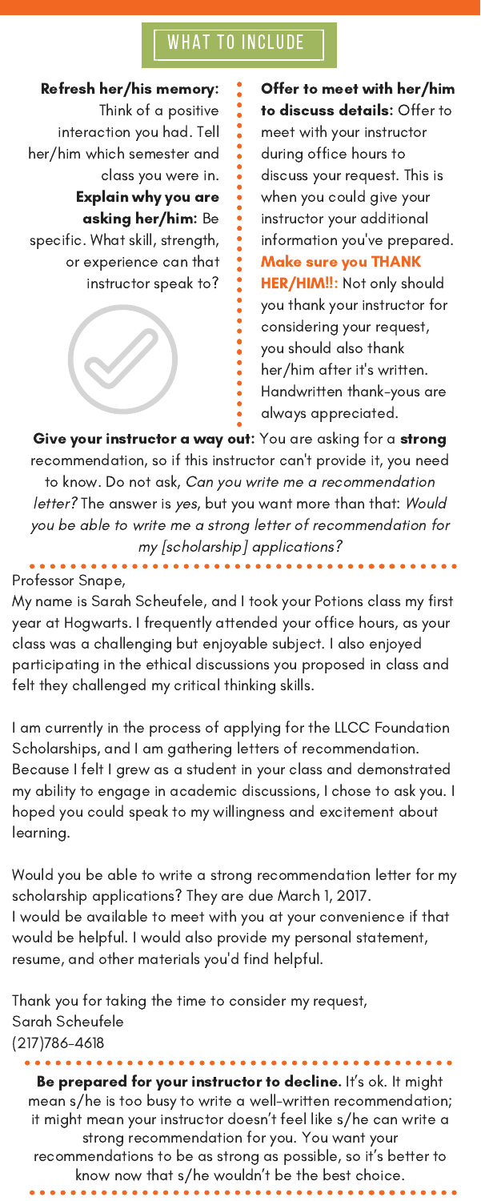## WHAT TO INCLUDE

**Refresh her/his memory:** Think of a positive interaction you had. Tell her/him which semester and class you were in.

**Explain why you are asking her/him:** Be specific. What skill, strength, or experience can that instructor speak to?

**Offer to meet with her/him to discuss details:** Offer to meet with your instructor during office hours to discuss your request. This is when you could give your instructor your additional information you've prepared.

**Make sure you THANK HER/HIM!!:** Not only should you thank your instructor for considering your request, you should also thank her/him after it's written. Handwritten thank-yous are always appreciated.

**Give your instructor a way out:** You are asking for a **strong** recommendation, so if this instructor can't provide it, you need to know. Do not ask, *Can you write me a recommendation letter?* The answer is *yes*, but you want more than that: *Would you be able to write me a strong letter of recommendation for my [scholarship] applications?*

Professor Snape,

My name is Sarah Scheufele, and I took your Potions class my first year at Hogwarts. I frequently attended your office hours, as your class was a challenging but enjoyable subject. I also enjoyed participating in the ethical discussions you proposed in class and felt they challenged my critical thinking skills.

I am currently in the process of applying for the LLCC Foundation Scholarships, and I am gathering letters of recommendation. Because I felt I grew as a student in your class and demonstrated my ability to engage in academic discussions, I chose to ask you. I hoped you could speak to my willingness and excitement about learning.

Would you be able to write a strong recommendation letter for my scholarship applications? They are due March 1, 2017.
I would be available to meet with you at your convenience if that would be helpful. I would also provide my personal statement, resume, and other materials you'd find helpful.

Thank you for taking the time to consider my request,
Sarah Scheufele
(217)786-4618

**Be prepared for your instructor to decline.** It's ok. It might mean s/he is too busy to write a well-written recommendation; it might mean your instructor doesn't feel like s/he can write a strong recommendation for you. You want your recommendations to be as strong as possible, so it's better to know now that s/he wouldn't be the best choice.